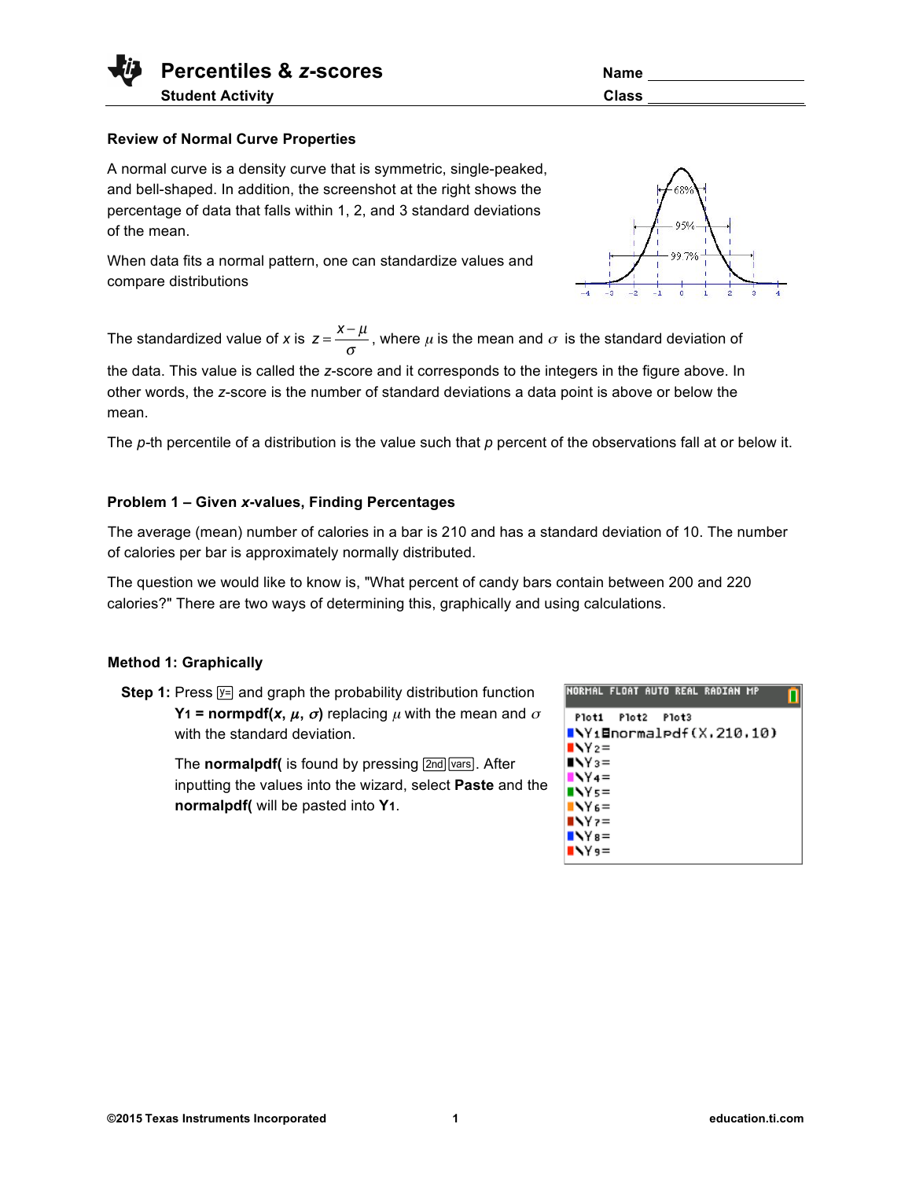# Percentiles & *z*-scores

**Student Activity**

Name ____________________

Class ____________________

**Review of Normal Curve Properties**

A normal curve is a density curve that is symmetric, single-peaked, and bell-shaped. In addition, the screenshot at the right shows the percentage of data that falls within 1, 2, and 3 standard deviations of the mean.

When data fits a normal pattern, one can standardize values and compare distributions

The standardized value of *x* is $z = \frac{x - \mu}{\sigma}$, where $\mu$ is the mean and $\sigma$ is the standard deviation of the data. This value is called the *z*-score and it corresponds to the integers in the figure above. In other words, the *z*-score is the number of standard deviations a data point is above or below the mean.

The *p*-th percentile of a distribution is the value such that *p* percent of the observations fall at or below it.

**Problem 1 – Given *x*-values, Finding Percentages**

The average (mean) number of calories in a bar is 210 and has a standard deviation of 10. The number of calories per bar is approximately normally distributed.

The question we would like to know is, "What percent of candy bars contain between 200 and 220 calories?" There are two ways of determining this, graphically and using calculations.

**Method 1: Graphically**

**Step 1:** Press [y=] and graph the probability distribution function **Y1 = normpdf(*x*, $\mu$, $\sigma$)** replacing $\mu$ with the mean and $\sigma$ with the standard deviation.

The **normalpdf(** is found by pressing [2nd] [vars]. After inputting the values into the wizard, select **Paste** and the **normalpdf(** will be pasted into **Y1**.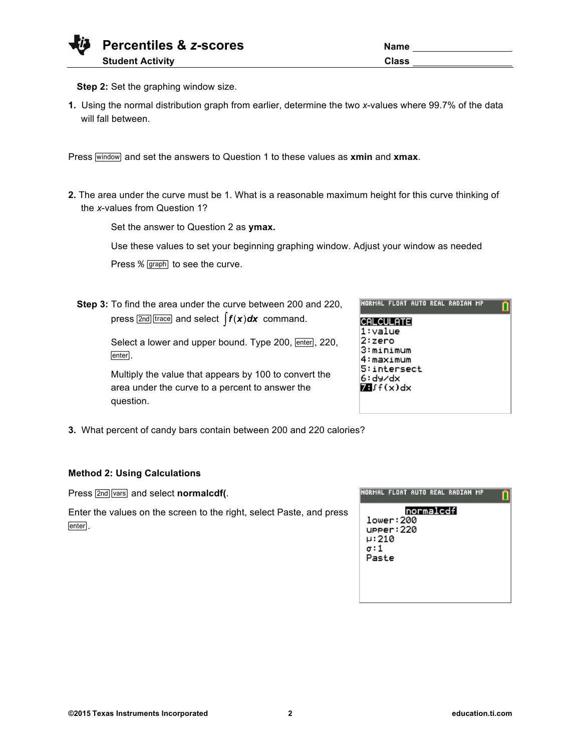**Step 2:** Set the graphing window size.

1. Using the normal distribution graph from earlier, determine the two *x*-values where 99.7% of the data will fall between.

Press window and set the answers to Question 1 to these values as **xmin** and **xmax**.

2. The area under the curve must be 1. What is a reasonable maximum height for this curve thinking of the *x*-values from Question 1?

   Set the answer to Question 2 as **ymax.**

   Use these values to set your beginning graphing window. Adjust your window as needed

   Press % graph to see the curve.

**Step 3:** To find the area under the curve between 200 and 220, press 2nd trace and select $\int f(x)dx$ command.

Select a lower and upper bound. Type 200, enter, 220, enter.

Multiply the value that appears by 100 to convert the area under the curve to a percent to answer the question.

```
NORMAL FLOAT AUTO REAL RADIAN MP
CALCULATE
1:value
2:zero
3:minimum
4:maximum
5:intersect
6:dy/dx
7:∫f(x)dx
```

3. What percent of candy bars contain between 200 and 220 calories?

**Method 2: Using Calculations**

Press 2nd vars and select **normalcdf(**.

Enter the values on the screen to the right, select Paste, and press enter.

```
NORMAL FLOAT AUTO REAL RADIAN MP
normalcdf
lower:200
upper:220
μ:210
σ:1
Paste
```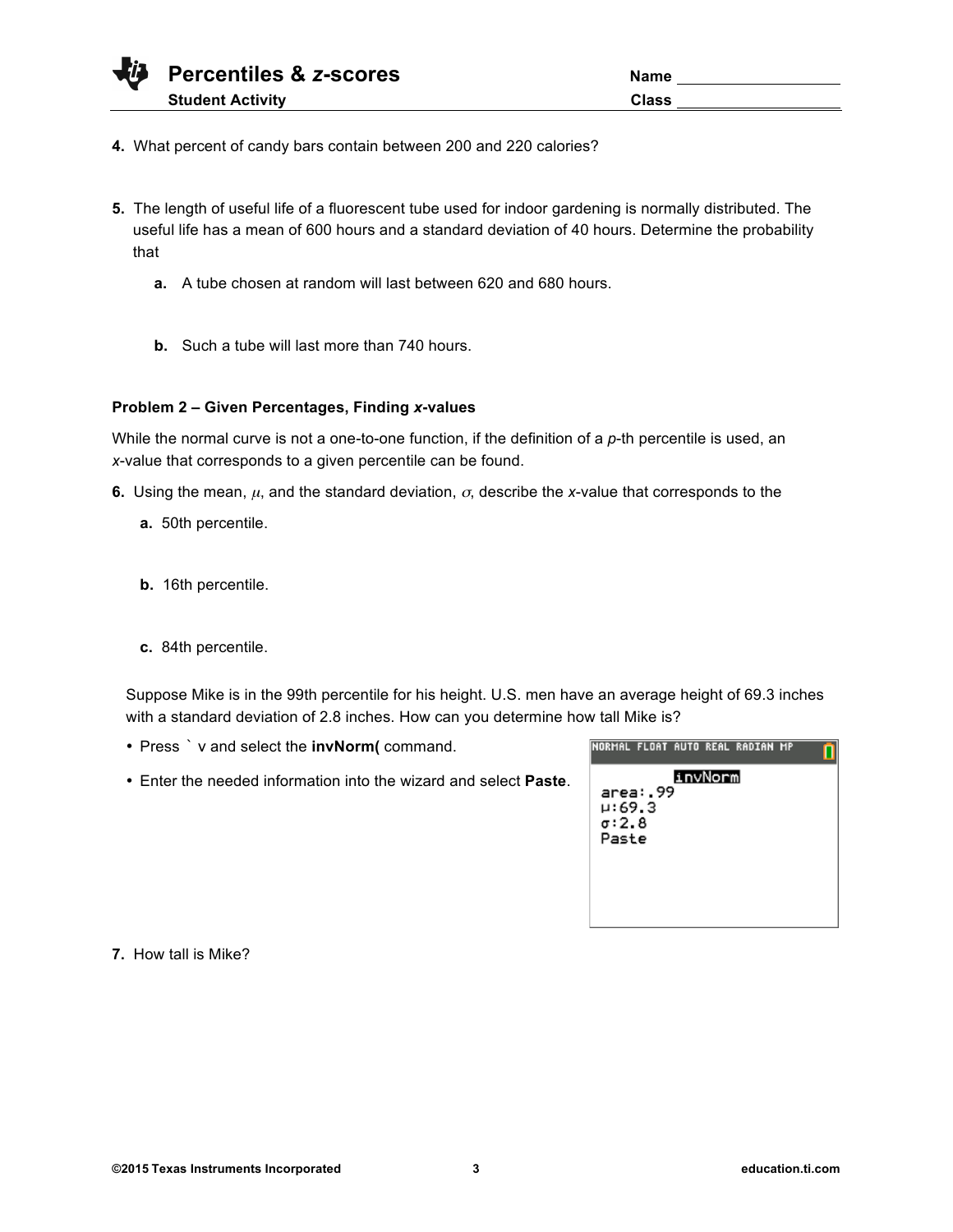**4.** What percent of candy bars contain between 200 and 220 calories?

**5.** The length of useful life of a fluorescent tube used for indoor gardening is normally distributed. The useful life has a mean of 600 hours and a standard deviation of 40 hours. Determine the probability that

   **a.** A tube chosen at random will last between 620 and 680 hours.

   **b.** Such a tube will last more than 740 hours.

### Problem 2 – Given Percentages, Finding *x*-values

While the normal curve is not a one-to-one function, if the definition of a *p*-th percentile is used, an *x*-value that corresponds to a given percentile can be found.

**6.** Using the mean, $\mu$, and the standard deviation, $\sigma$, describe the *x*-value that corresponds to the

   **a.** 50th percentile.

   **b.** 16th percentile.

   **c.** 84th percentile.

Suppose Mike is in the 99th percentile for his height. U.S. men have an average height of 69.3 inches with a standard deviation of 2.8 inches. How can you determine how tall Mike is?

- Press ` v and select the **invNorm(** command.
- Enter the needed information into the wizard and select **Paste**.

```
NORMAL FLOAT AUTO REAL RADIAN MP
invNorm
area:.99
μ:69.3
σ:2.8
Paste
```

**7.** How tall is Mike?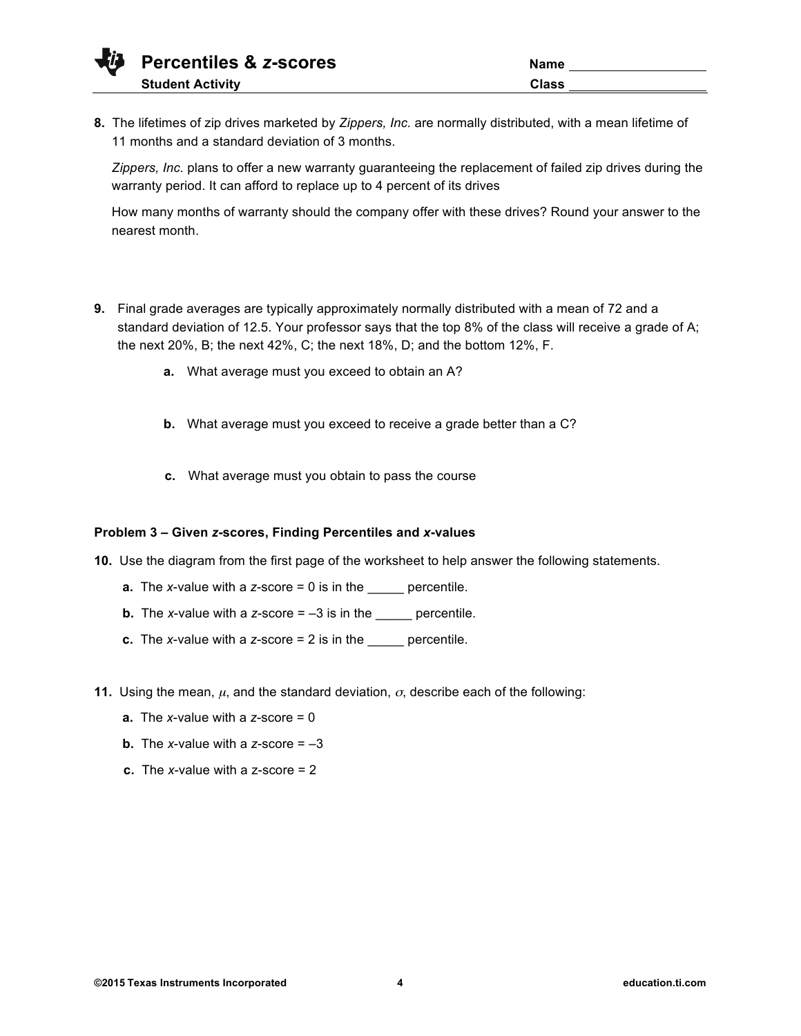8. The lifetimes of zip drives marketed by *Zippers, Inc.* are normally distributed, with a mean lifetime of 11 months and a standard deviation of 3 months.

   *Zippers, Inc.* plans to offer a new warranty guaranteeing the replacement of failed zip drives during the warranty period. It can afford to replace up to 4 percent of its drives

   How many months of warranty should the company offer with these drives? Round your answer to the nearest month.

9. Final grade averages are typically approximately normally distributed with a mean of 72 and a standard deviation of 12.5. Your professor says that the top 8% of the class will receive a grade of A; the next 20%, B; the next 42%, C; the next 18%, D; and the bottom 12%, F.

   **a.** What average must you exceed to obtain an A?

   **b.** What average must you exceed to receive a grade better than a C?

   **c.** What average must you obtain to pass the course

**Problem 3 – Given *z*-scores, Finding Percentiles and *x*-values**

10. Use the diagram from the first page of the worksheet to help answer the following statements.

    **a.** The $x$-value with a $z$-score = 0 is in the _____ percentile.

    **b.** The $x$-value with a $z$-score = –3 is in the _____ percentile.

    **c.** The $x$-value with a $z$-score = 2 is in the _____ percentile.

11. Using the mean, $\mu$, and the standard deviation, $\sigma$, describe each of the following:

    **a.** The $x$-value with a $z$-score = 0

    **b.** The $x$-value with a $z$-score = –3

    **c.** The $x$-value with a z-score = 2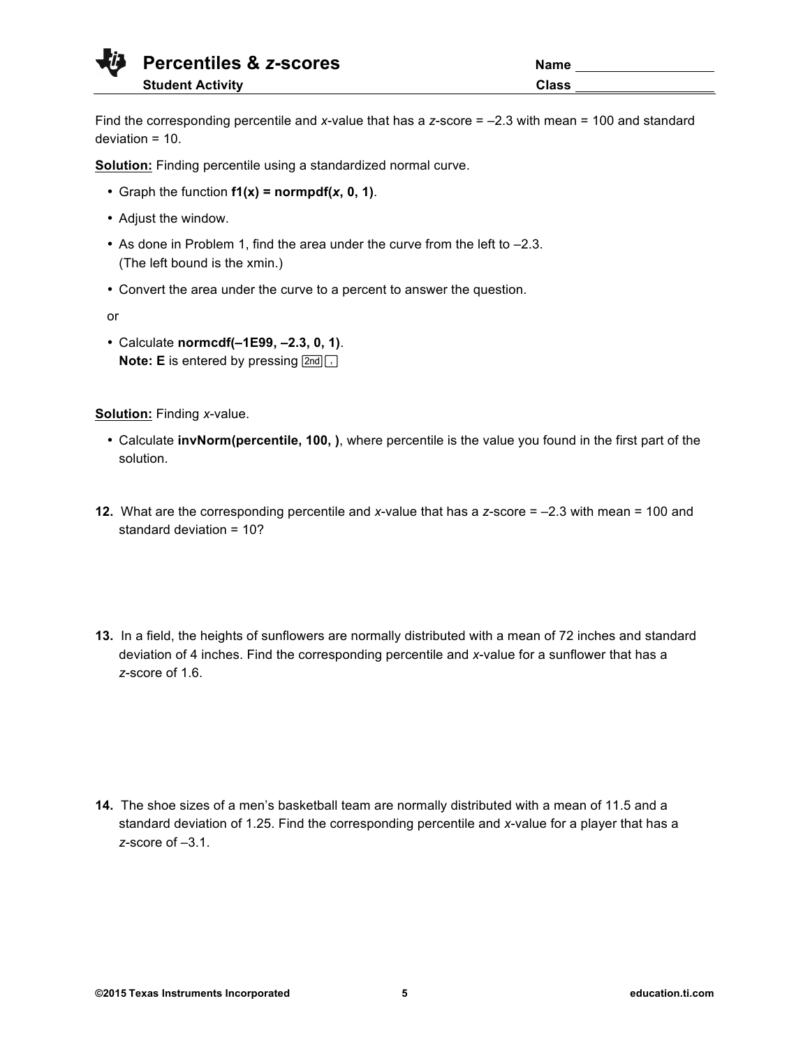Find the corresponding percentile and *x*-value that has a *z*-score = –2.3 with mean = 100 and standard deviation = 10.

**Solution:** Finding percentile using a standardized normal curve.

- Graph the function **f1(x) = normpdf(*x*, 0, 1)**.
- Adjust the window.
- As done in Problem 1, find the area under the curve from the left to –2.3. (The left bound is the xmin.)
- Convert the area under the curve to a percent to answer the question.

or

- Calculate **normcdf(–1E99, –2.3, 0, 1)**.
  **Note: E** is entered by pressing [2nd] [,]

**Solution:** Finding *x*-value.

- Calculate **invNorm(percentile, 100, )**, where percentile is the value you found in the first part of the solution.

**12.** What are the corresponding percentile and *x*-value that has a *z*-score = –2.3 with mean = 100 and standard deviation = 10?

**13.** In a field, the heights of sunflowers are normally distributed with a mean of 72 inches and standard deviation of 4 inches. Find the corresponding percentile and *x*-value for a sunflower that has a *z*-score of 1.6.

**14.** The shoe sizes of a men's basketball team are normally distributed with a mean of 11.5 and a standard deviation of 1.25. Find the corresponding percentile and *x*-value for a player that has a *z*-score of –3.1.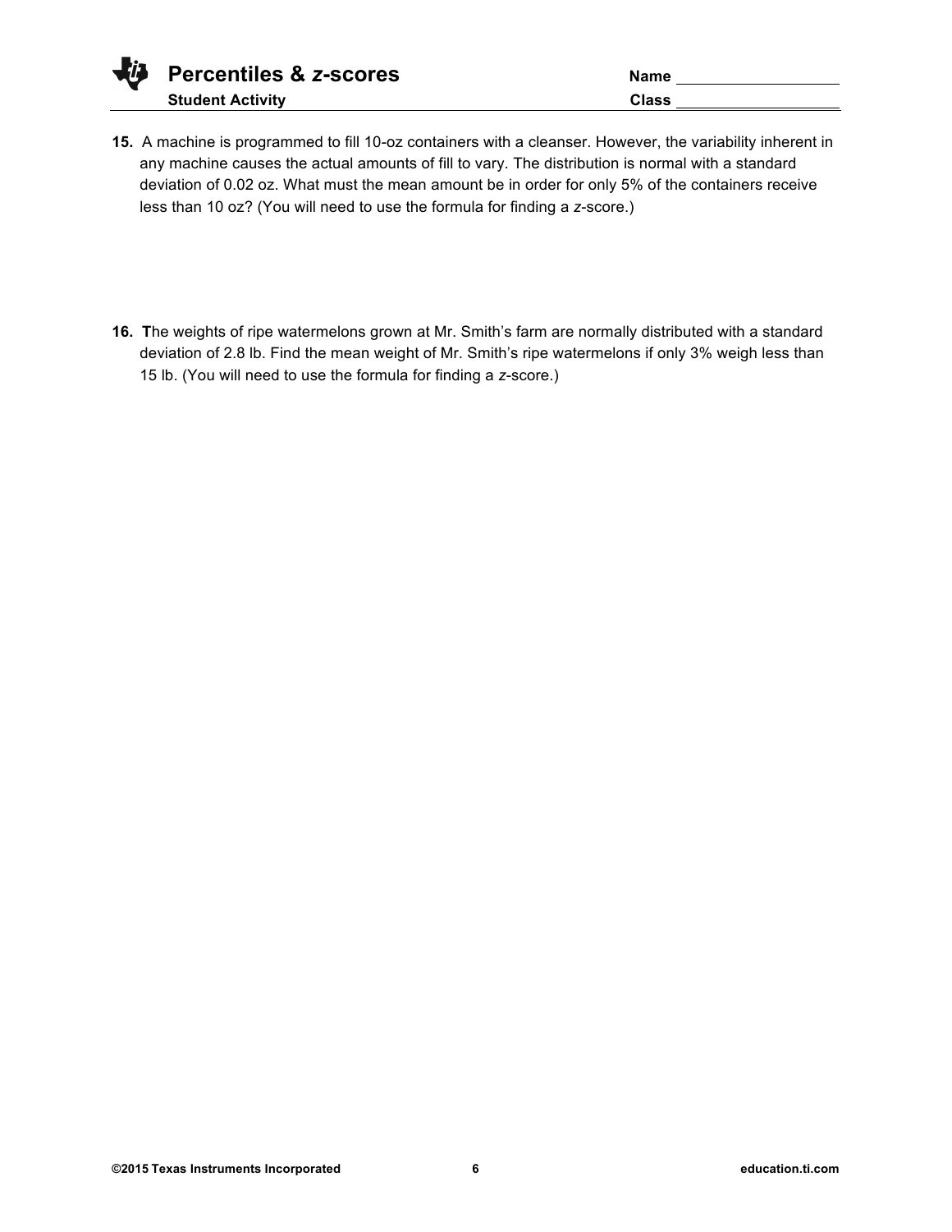15. A machine is programmed to fill 10-oz containers with a cleanser. However, the variability inherent in any machine causes the actual amounts of fill to vary. The distribution is normal with a standard deviation of 0.02 oz. What must the mean amount be in order for only 5% of the containers receive less than 10 oz? (You will need to use the formula for finding a *z*-score.)

16. The weights of ripe watermelons grown at Mr. Smith's farm are normally distributed with a standard deviation of 2.8 lb. Find the mean weight of Mr. Smith's ripe watermelons if only 3% weigh less than 15 lb. (You will need to use the formula for finding a *z*-score.)